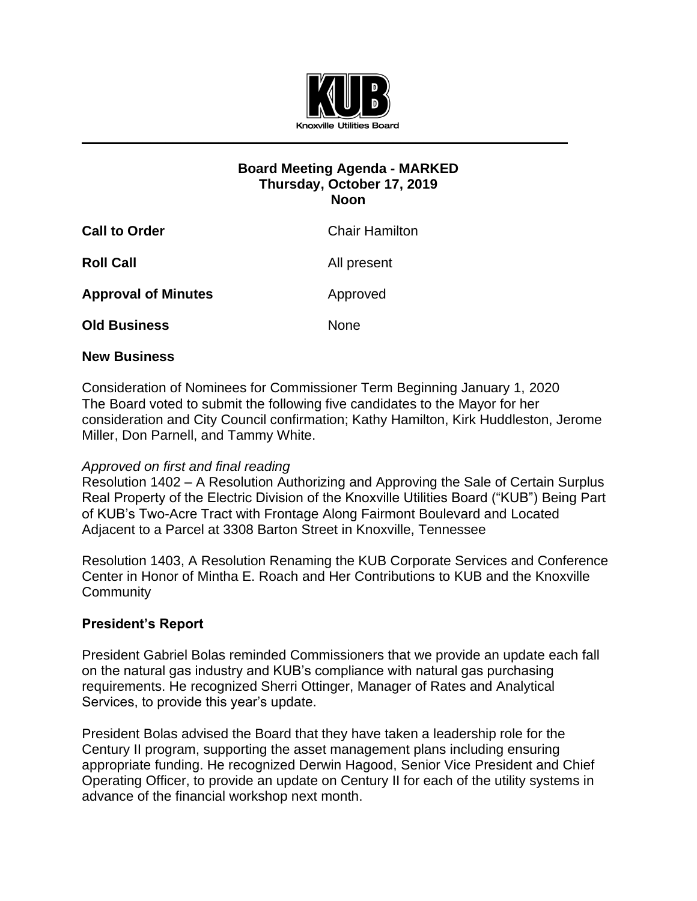KUB

Knoxville Utilities Board

**Board Meeting Agenda - MARKED**
**Thursday, October 17, 2019**
**Noon**

**Call to Order** Chair Hamilton

**Roll Call** All present

**Approval of Minutes** Approved

**Old Business** None

**New Business**

Consideration of Nominees for Commissioner Term Beginning January 1, 2020
The Board voted to submit the following five candidates to the Mayor for her consideration and City Council confirmation; Kathy Hamilton, Kirk Huddleston, Jerome Miller, Don Parnell, and Tammy White.

*Approved on first and final reading*
Resolution 1402 – A Resolution Authorizing and Approving the Sale of Certain Surplus Real Property of the Electric Division of the Knoxville Utilities Board ("KUB") Being Part of KUB's Two-Acre Tract with Frontage Along Fairmont Boulevard and Located Adjacent to a Parcel at 3308 Barton Street in Knoxville, Tennessee

Resolution 1403, A Resolution Renaming the KUB Corporate Services and Conference Center in Honor of Mintha E. Roach and Her Contributions to KUB and the Knoxville Community

**President's Report**

President Gabriel Bolas reminded Commissioners that we provide an update each fall on the natural gas industry and KUB's compliance with natural gas purchasing requirements. He recognized Sherri Ottinger, Manager of Rates and Analytical Services, to provide this year's update.

President Bolas advised the Board that they have taken a leadership role for the Century II program, supporting the asset management plans including ensuring appropriate funding. He recognized Derwin Hagood, Senior Vice President and Chief Operating Officer, to provide an update on Century II for each of the utility systems in advance of the financial workshop next month.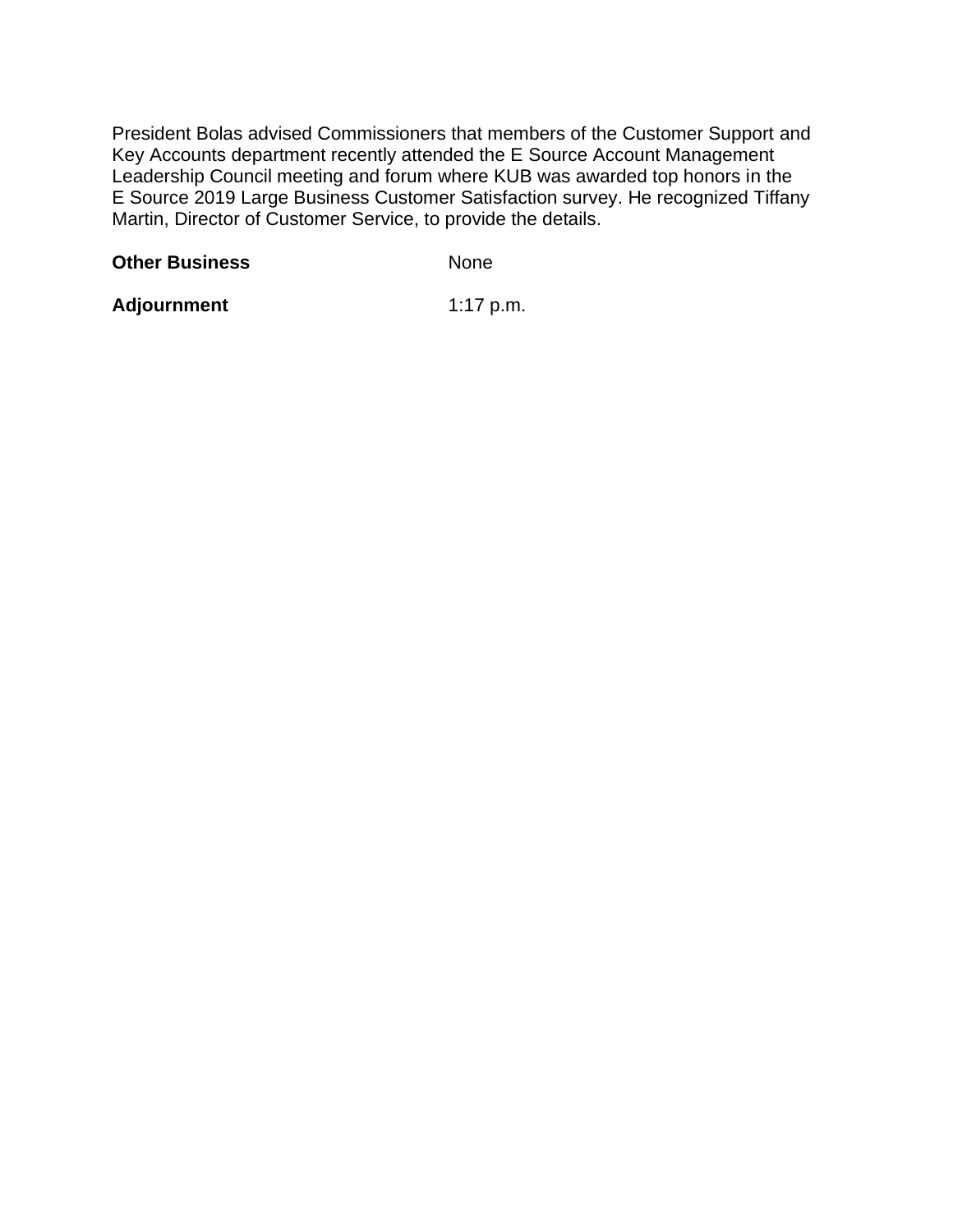President Bolas advised Commissioners that members of the Customer Support and Key Accounts department recently attended the E Source Account Management Leadership Council meeting and forum where KUB was awarded top honors in the E Source 2019 Large Business Customer Satisfaction survey. He recognized Tiffany Martin, Director of Customer Service, to provide the details.

**Other Business** None

**Adjournment** 1:17 p.m.